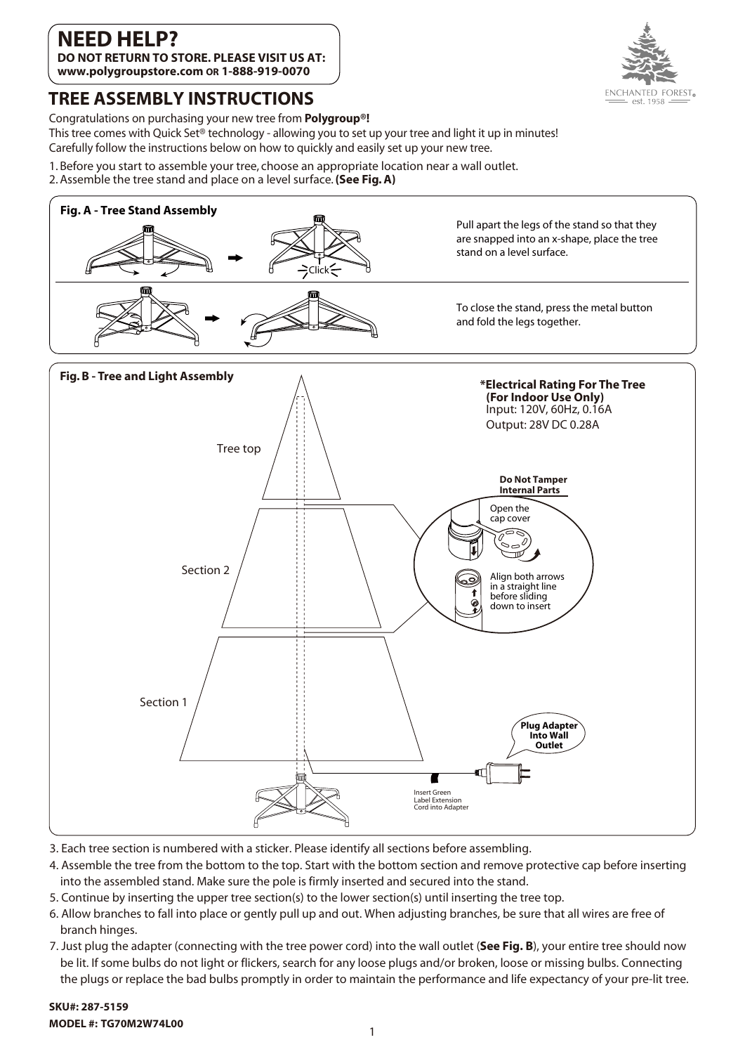# NEED HELP?

**DO NOT RETURN TO STORE. PLEASE VISIT US AT:**
**www.polygroupstore.com OR 1-888-919-0070**

ENCHANTED FOREST® est. 1958

## TREE ASSEMBLY INSTRUCTIONS

Congratulations on purchasing your new tree from **Polygroup®!**
This tree comes with Quick Set® technology - allowing you to set up your tree and light it up in minutes!
Carefully follow the instructions below on how to quickly and easily set up your new tree.

1. Before you start to assemble your tree, choose an appropriate location near a wall outlet.
2. Assemble the tree stand and place on a level surface. **(See Fig. A)**

**Fig. A - Tree Stand Assembly**

Click

Pull apart the legs of the stand so that they are snapped into an x-shape, place the tree stand on a level surface.

To close the stand, press the metal button and fold the legs together.

**Fig. B - Tree and Light Assembly**

Tree top

Section 2

Section 1

**\*Electrical Rating For The Tree (For Indoor Use Only)**
Input: 120V, 60Hz, 0.16A
Output: 28V DC 0.28A

**Do Not Tamper Internal Parts**

Open the cap cover

Align both arrows in a straight line before sliding down to insert

**Plug Adapter Into Wall Outlet**

Insert Green Label Extension Cord into Adapter

3. Each tree section is numbered with a sticker. Please identify all sections before assembling.
4. Assemble the tree from the bottom to the top. Start with the bottom section and remove protective cap before inserting into the assembled stand. Make sure the pole is firmly inserted and secured into the stand.
5. Continue by inserting the upper tree section(s) to the lower section(s) until inserting the tree top.
6. Allow branches to fall into place or gently pull up and out. When adjusting branches, be sure that all wires are free of branch hinges.
7. Just plug the adapter (connecting with the tree power cord) into the wall outlet (**See Fig. B**), your entire tree should now be lit. If some bulbs do not light or flickers, search for any loose plugs and/or broken, loose or missing bulbs. Connecting the plugs or replace the bad bulbs promptly in order to maintain the performance and life expectancy of your pre-lit tree.

**SKU#: 287-5159**
**MODEL #: TG70M2W74L00**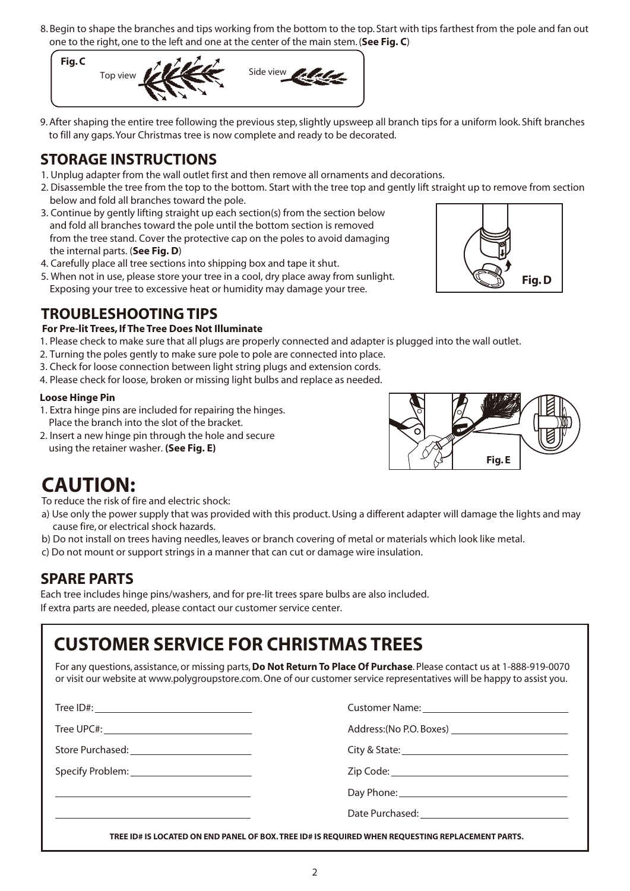8. Begin to shape the branches and tips working from the bottom to the top. Start with tips farthest from the pole and fan out one to the right, one to the left and one at the center of the main stem. (**See Fig. C**)

Fig. C

Top view

Side view

9. After shaping the entire tree following the previous step, slightly upsweep all branch tips for a uniform look. Shift branches to fill any gaps. Your Christmas tree is now complete and ready to be decorated.

## STORAGE INSTRUCTIONS

1. Unplug adapter from the wall outlet first and then remove all ornaments and decorations.
2. Disassemble the tree from the top to the bottom. Start with the tree top and gently lift straight up to remove from section below and fold all branches toward the pole.
3. Continue by gently lifting straight up each section(s) from the section below and fold all branches toward the pole until the bottom section is removed from the tree stand. Cover the protective cap on the poles to avoid damaging the internal parts. (**See Fig. D**)
4. Carefully place all tree sections into shipping box and tape it shut.
5. When not in use, please store your tree in a cool, dry place away from sunlight. Exposing your tree to excessive heat or humidity may damage your tree.

Fig. D

## TROUBLESHOOTING TIPS

**For Pre-lit Trees, If The Tree Does Not Illuminate**

1. Please check to make sure that all plugs are properly connected and adapter is plugged into the wall outlet.
2. Turning the poles gently to make sure pole to pole are connected into place.
3. Check for loose connection between light string plugs and extension cords.
4. Please check for loose, broken or missing light bulbs and replace as needed.

**Loose Hinge Pin**

1. Extra hinge pins are included for repairing the hinges. Place the branch into the slot of the bracket.
2. Insert a new hinge pin through the hole and secure using the retainer washer. **(See Fig. E)**

Fig. E

# CAUTION:

To reduce the risk of fire and electric shock:

a) Use only the power supply that was provided with this product. Using a different adapter will damage the lights and may cause fire, or electrical shock hazards.
b) Do not install on trees having needles, leaves or branch covering of metal or materials which look like metal.
c) Do not mount or support strings in a manner that can cut or damage wire insulation.

## SPARE PARTS

Each tree includes hinge pins/washers, and for pre-lit trees spare bulbs are also included.
If extra parts are needed, please contact our customer service center.

## CUSTOMER SERVICE FOR CHRISTMAS TREES

For any questions, assistance, or missing parts, **Do Not Return To Place Of Purchase**. Please contact us at 1-888-919-0070 or visit our website at www.polygroupstore.com. One of our customer service representatives will be happy to assist you.

Tree ID#: ______________________

Tree UPC#: ______________________

Store Purchased: ______________________

Specify Problem: ______________________

______________________

______________________

Customer Name: ______________________

Address:(No P.O. Boxes) ______________________

City & State: ______________________

Zip Code: ______________________

Day Phone: ______________________

Date Purchased: ______________________

**TREE ID# IS LOCATED ON END PANEL OF BOX. TREE ID# IS REQUIRED WHEN REQUESTING REPLACEMENT PARTS.**